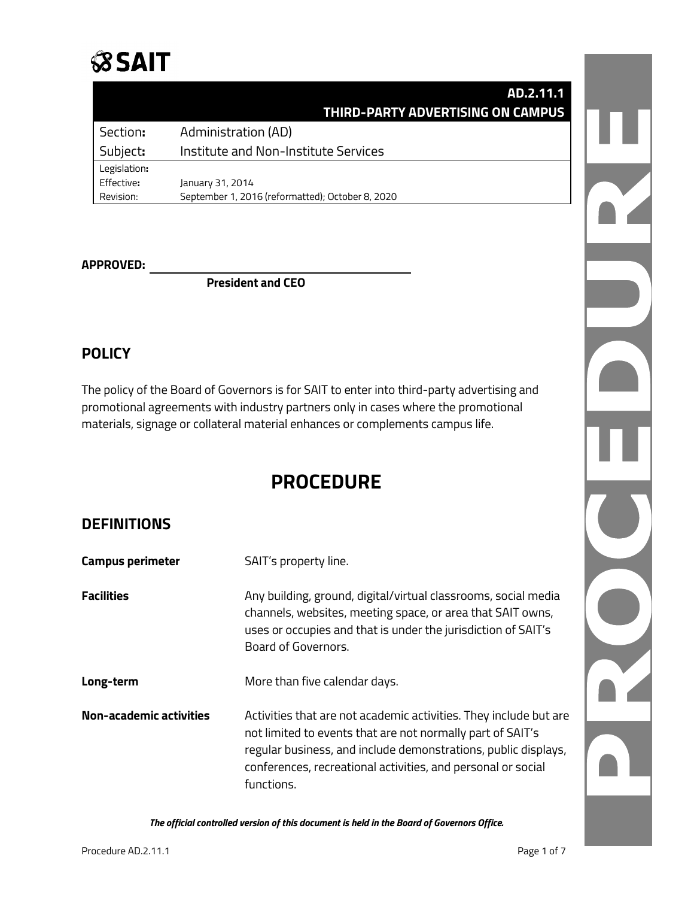# SAIT

| | AD.2.11.1 THIRD-PARTY ADVERTISING ON CAMPUS |
|---|---|
| Section: | Administration (AD) |
| Subject: | Institute and Non-Institute Services |
| Legislation: | |
| Effective: | January 31, 2014 |
| Revision: | September 1, 2016 (reformatted); October 8, 2020 |

**APPROVED:** ________________________________

**President and CEO**

## POLICY

The policy of the Board of Governors is for SAIT to enter into third-party advertising and promotional agreements with industry partners only in cases where the promotional materials, signage or collateral material enhances or complements campus life.

# PROCEDURE

## DEFINITIONS

**Campus perimeter** SAIT's property line.

**Facilities** Any building, ground, digital/virtual classrooms, social media channels, websites, meeting space, or area that SAIT owns, uses or occupies and that is under the jurisdiction of SAIT's Board of Governors.

**Long-term** More than five calendar days.

**Non-academic activities** Activities that are not academic activities. They include but are not limited to events that are not normally part of SAIT's regular business, and include demonstrations, public displays, conferences, recreational activities, and personal or social functions.

***The official controlled version of this document is held in the Board of Governors Office.***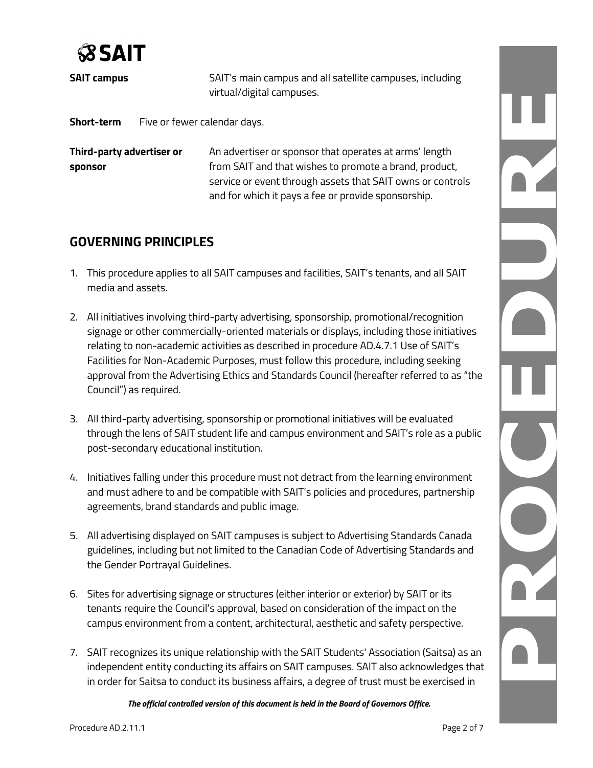**SAIT campus** SAIT's main campus and all satellite campuses, including virtual/digital campuses.

**Short-term** Five or fewer calendar days.

**Third-party advertiser or sponsor** An advertiser or sponsor that operates at arms' length from SAIT and that wishes to promote a brand, product, service or event through assets that SAIT owns or controls and for which it pays a fee or provide sponsorship.

## GOVERNING PRINCIPLES

1. This procedure applies to all SAIT campuses and facilities, SAIT's tenants, and all SAIT media and assets.

2. All initiatives involving third-party advertising, sponsorship, promotional/recognition signage or other commercially-oriented materials or displays, including those initiatives relating to non-academic activities as described in procedure AD.4.7.1 Use of SAIT's Facilities for Non-Academic Purposes, must follow this procedure, including seeking approval from the Advertising Ethics and Standards Council (hereafter referred to as "the Council") as required.

3. All third-party advertising, sponsorship or promotional initiatives will be evaluated through the lens of SAIT student life and campus environment and SAIT's role as a public post-secondary educational institution.

4. Initiatives falling under this procedure must not detract from the learning environment and must adhere to and be compatible with SAIT's policies and procedures, partnership agreements, brand standards and public image.

5. All advertising displayed on SAIT campuses is subject to Advertising Standards Canada guidelines, including but not limited to the Canadian Code of Advertising Standards and the Gender Portrayal Guidelines.

6. Sites for advertising signage or structures (either interior or exterior) by SAIT or its tenants require the Council's approval, based on consideration of the impact on the campus environment from a content, architectural, aesthetic and safety perspective.

7. SAIT recognizes its unique relationship with the SAIT Students' Association (Saitsa) as an independent entity conducting its affairs on SAIT campuses. SAIT also acknowledges that in order for Saitsa to conduct its business affairs, a degree of trust must be exercised in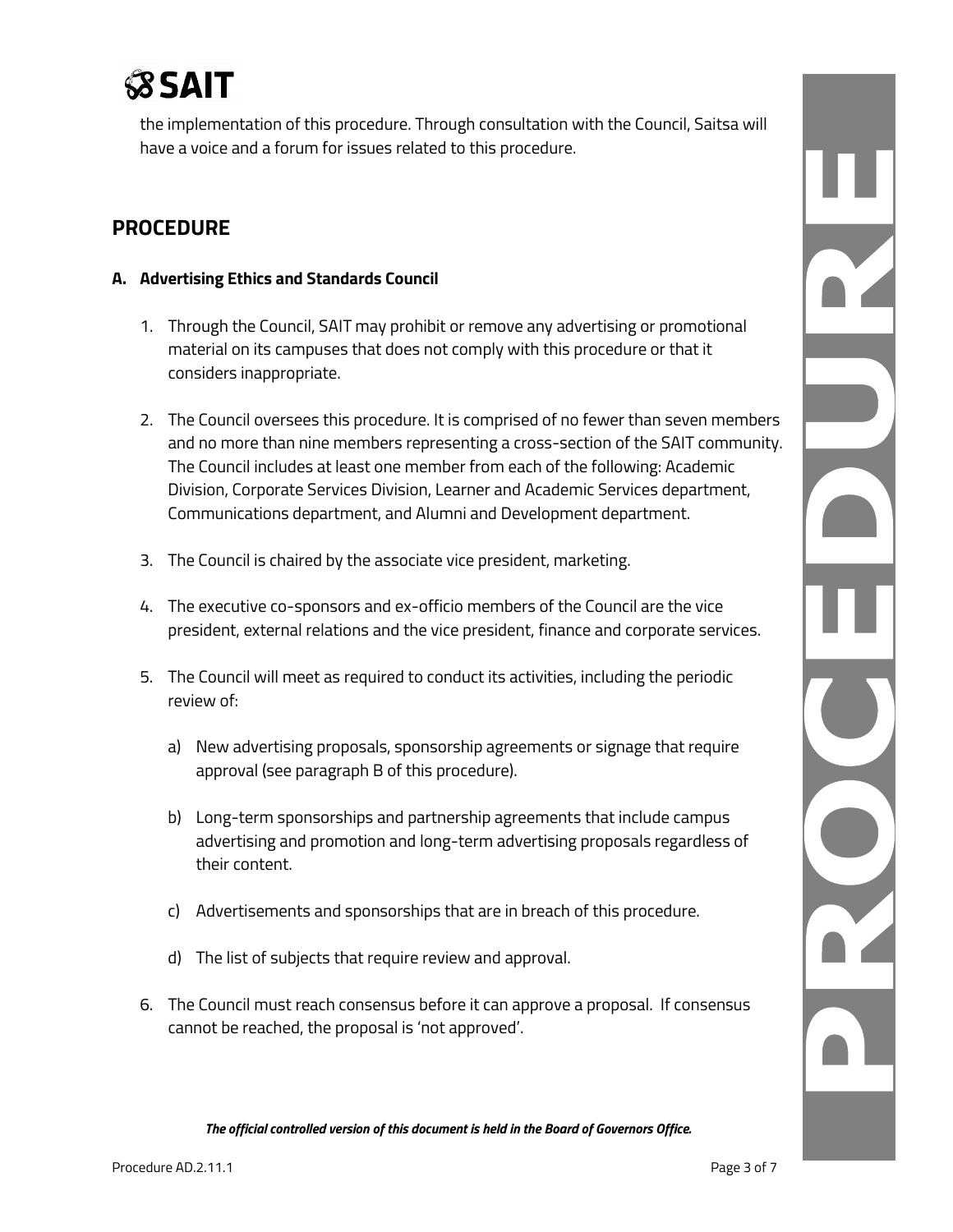the implementation of this procedure. Through consultation with the Council, Saitsa will have a voice and a forum for issues related to this procedure.

## PROCEDURE

### A. Advertising Ethics and Standards Council

1. Through the Council, SAIT may prohibit or remove any advertising or promotional material on its campuses that does not comply with this procedure or that it considers inappropriate.

2. The Council oversees this procedure. It is comprised of no fewer than seven members and no more than nine members representing a cross-section of the SAIT community. The Council includes at least one member from each of the following: Academic Division, Corporate Services Division, Learner and Academic Services department, Communications department, and Alumni and Development department.

3. The Council is chaired by the associate vice president, marketing.

4. The executive co-sponsors and ex-officio members of the Council are the vice president, external relations and the vice president, finance and corporate services.

5. The Council will meet as required to conduct its activities, including the periodic review of:

   a) New advertising proposals, sponsorship agreements or signage that require approval (see paragraph B of this procedure).

   b) Long-term sponsorships and partnership agreements that include campus advertising and promotion and long-term advertising proposals regardless of their content.

   c) Advertisements and sponsorships that are in breach of this procedure.

   d) The list of subjects that require review and approval.

6. The Council must reach consensus before it can approve a proposal. If consensus cannot be reached, the proposal is 'not approved'.

***The official controlled version of this document is held in the Board of Governors Office.***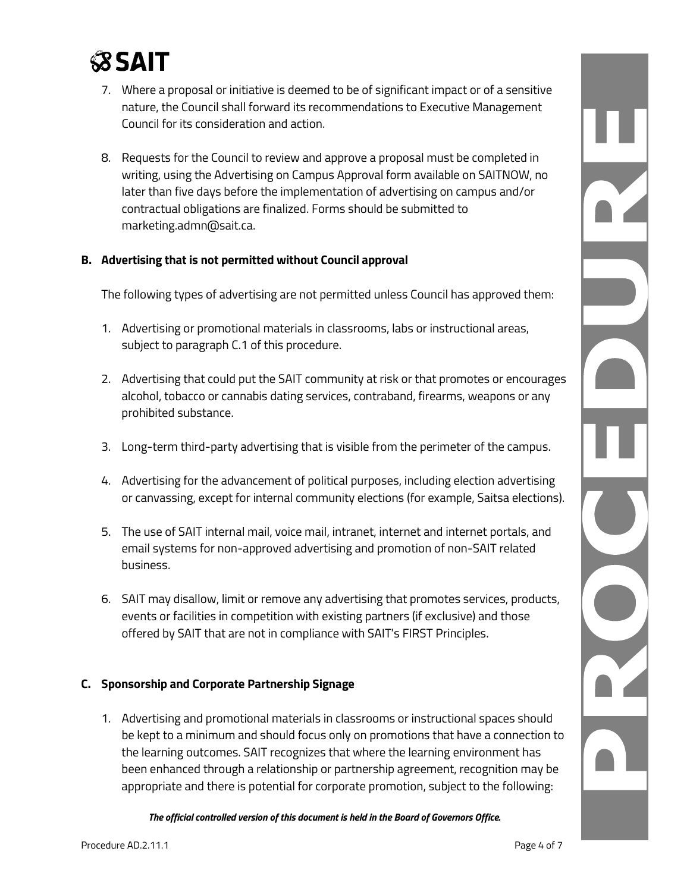7. Where a proposal or initiative is deemed to be of significant impact or of a sensitive nature, the Council shall forward its recommendations to Executive Management Council for its consideration and action.

8. Requests for the Council to review and approve a proposal must be completed in writing, using the Advertising on Campus Approval form available on SAITNOW, no later than five days before the implementation of advertising on campus and/or contractual obligations are finalized. Forms should be submitted to marketing.admn@sait.ca.

### B. Advertising that is not permitted without Council approval

The following types of advertising are not permitted unless Council has approved them:

1. Advertising or promotional materials in classrooms, labs or instructional areas, subject to paragraph C.1 of this procedure.

2. Advertising that could put the SAIT community at risk or that promotes or encourages alcohol, tobacco or cannabis dating services, contraband, firearms, weapons or any prohibited substance.

3. Long-term third-party advertising that is visible from the perimeter of the campus.

4. Advertising for the advancement of political purposes, including election advertising or canvassing, except for internal community elections (for example, Saitsa elections).

5. The use of SAIT internal mail, voice mail, intranet, internet and internet portals, and email systems for non-approved advertising and promotion of non-SAIT related business.

6. SAIT may disallow, limit or remove any advertising that promotes services, products, events or facilities in competition with existing partners (if exclusive) and those offered by SAIT that are not in compliance with SAIT's FIRST Principles.

### C. Sponsorship and Corporate Partnership Signage

1. Advertising and promotional materials in classrooms or instructional spaces should be kept to a minimum and should focus only on promotions that have a connection to the learning outcomes. SAIT recognizes that where the learning environment has been enhanced through a relationship or partnership agreement, recognition may be appropriate and there is potential for corporate promotion, subject to the following:

***The official controlled version of this document is held in the Board of Governors Office.***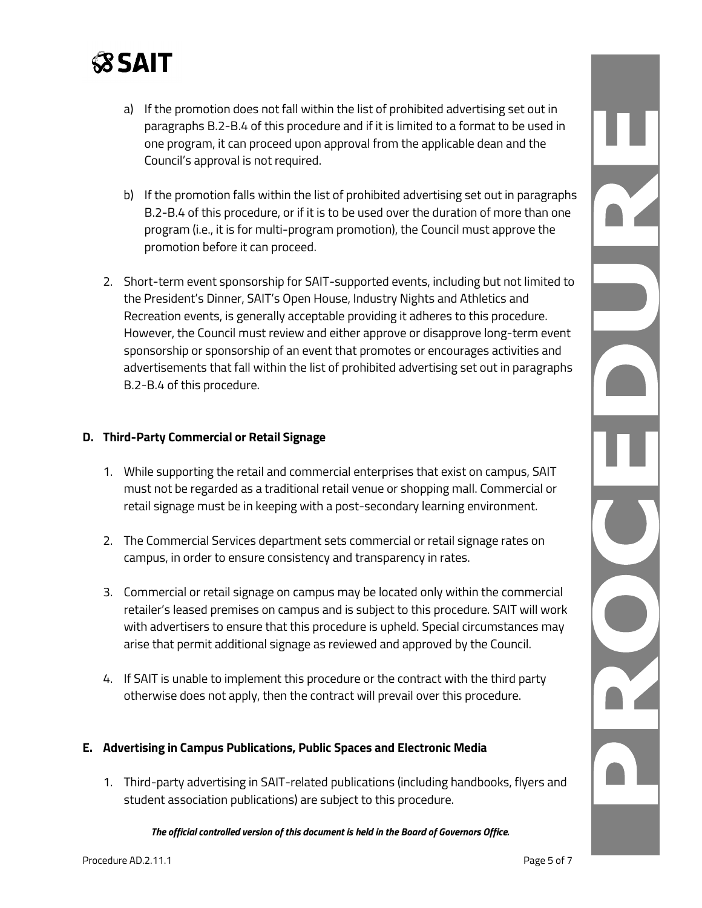a) If the promotion does not fall within the list of prohibited advertising set out in paragraphs B.2-B.4 of this procedure and if it is limited to a format to be used in one program, it can proceed upon approval from the applicable dean and the Council's approval is not required.

b) If the promotion falls within the list of prohibited advertising set out in paragraphs B.2-B.4 of this procedure, or if it is to be used over the duration of more than one program (i.e., it is for multi-program promotion), the Council must approve the promotion before it can proceed.

2. Short-term event sponsorship for SAIT-supported events, including but not limited to the President's Dinner, SAIT's Open House, Industry Nights and Athletics and Recreation events, is generally acceptable providing it adheres to this procedure. However, the Council must review and either approve or disapprove long-term event sponsorship or sponsorship of an event that promotes or encourages activities and advertisements that fall within the list of prohibited advertising set out in paragraphs B.2-B.4 of this procedure.

### D. Third-Party Commercial or Retail Signage

1. While supporting the retail and commercial enterprises that exist on campus, SAIT must not be regarded as a traditional retail venue or shopping mall. Commercial or retail signage must be in keeping with a post-secondary learning environment.

2. The Commercial Services department sets commercial or retail signage rates on campus, in order to ensure consistency and transparency in rates.

3. Commercial or retail signage on campus may be located only within the commercial retailer's leased premises on campus and is subject to this procedure. SAIT will work with advertisers to ensure that this procedure is upheld. Special circumstances may arise that permit additional signage as reviewed and approved by the Council.

4. If SAIT is unable to implement this procedure or the contract with the third party otherwise does not apply, then the contract will prevail over this procedure.

### E. Advertising in Campus Publications, Public Spaces and Electronic Media

1. Third-party advertising in SAIT-related publications (including handbooks, flyers and student association publications) are subject to this procedure.

***The official controlled version of this document is held in the Board of Governors Office.***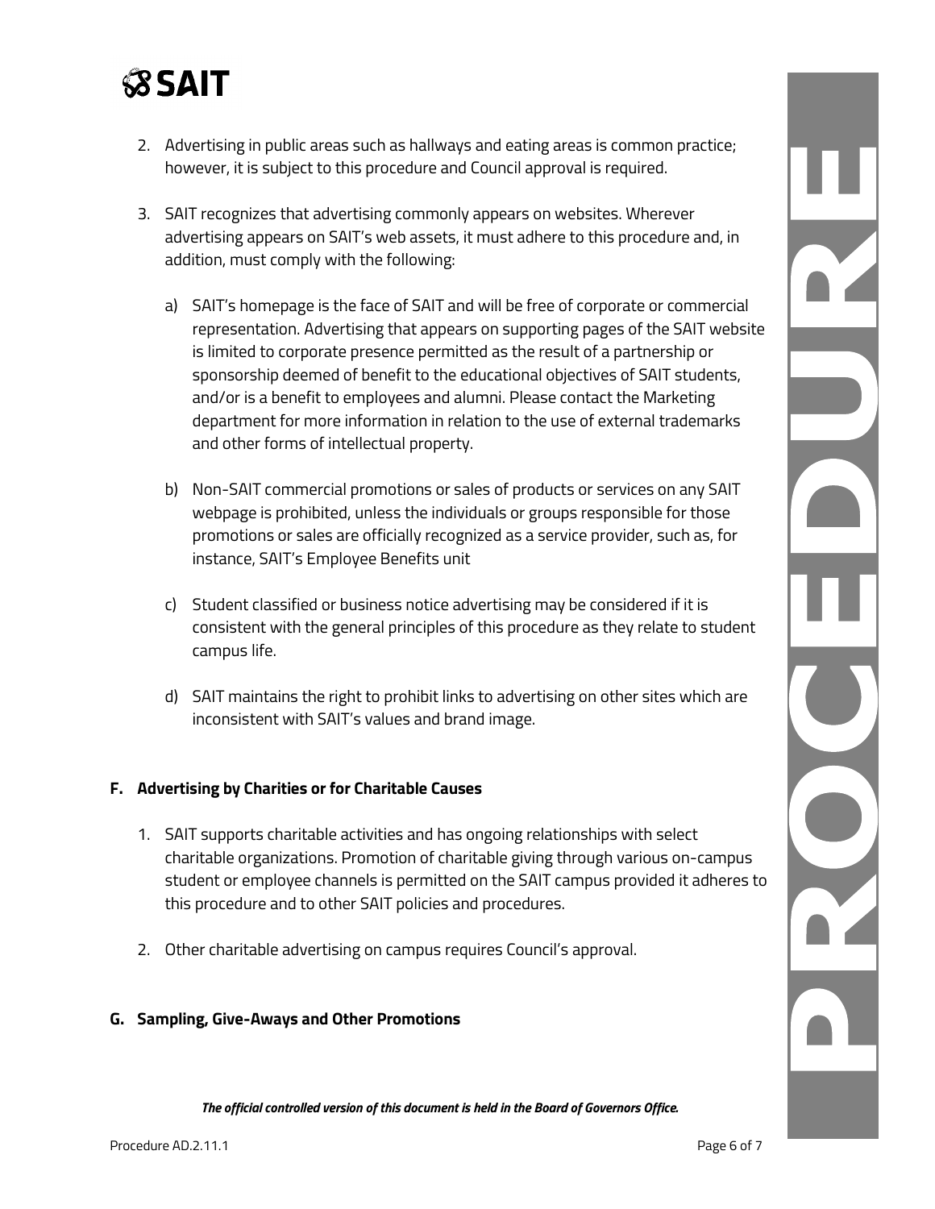2. Advertising in public areas such as hallways and eating areas is common practice; however, it is subject to this procedure and Council approval is required.

3. SAIT recognizes that advertising commonly appears on websites. Wherever advertising appears on SAIT's web assets, it must adhere to this procedure and, in addition, must comply with the following:

   a) SAIT's homepage is the face of SAIT and will be free of corporate or commercial representation. Advertising that appears on supporting pages of the SAIT website is limited to corporate presence permitted as the result of a partnership or sponsorship deemed of benefit to the educational objectives of SAIT students, and/or is a benefit to employees and alumni. Please contact the Marketing department for more information in relation to the use of external trademarks and other forms of intellectual property.

   b) Non-SAIT commercial promotions or sales of products or services on any SAIT webpage is prohibited, unless the individuals or groups responsible for those promotions or sales are officially recognized as a service provider, such as, for instance, SAIT's Employee Benefits unit

   c) Student classified or business notice advertising may be considered if it is consistent with the general principles of this procedure as they relate to student campus life.

   d) SAIT maintains the right to prohibit links to advertising on other sites which are inconsistent with SAIT's values and brand image.

## F. Advertising by Charities or for Charitable Causes

1. SAIT supports charitable activities and has ongoing relationships with select charitable organizations. Promotion of charitable giving through various on-campus student or employee channels is permitted on the SAIT campus provided it adheres to this procedure and to other SAIT policies and procedures.

2. Other charitable advertising on campus requires Council's approval.

## G. Sampling, Give-Aways and Other Promotions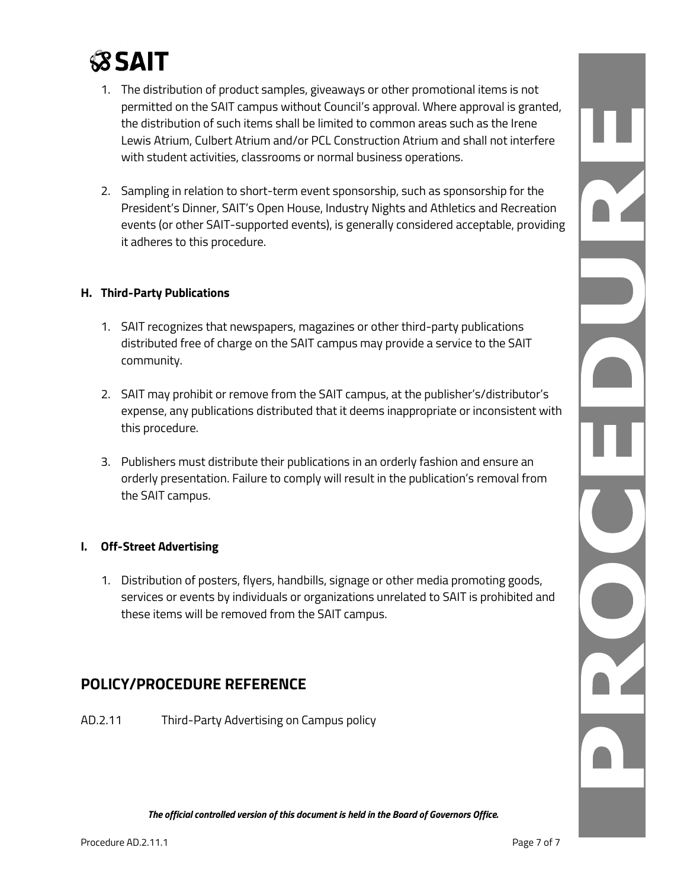1. The distribution of product samples, giveaways or other promotional items is not permitted on the SAIT campus without Council's approval. Where approval is granted, the distribution of such items shall be limited to common areas such as the Irene Lewis Atrium, Culbert Atrium and/or PCL Construction Atrium and shall not interfere with student activities, classrooms or normal business operations.

2. Sampling in relation to short-term event sponsorship, such as sponsorship for the President's Dinner, SAIT's Open House, Industry Nights and Athletics and Recreation events (or other SAIT-supported events), is generally considered acceptable, providing it adheres to this procedure.

**H. Third-Party Publications**

1. SAIT recognizes that newspapers, magazines or other third-party publications distributed free of charge on the SAIT campus may provide a service to the SAIT community.

2. SAIT may prohibit or remove from the SAIT campus, at the publisher's/distributor's expense, any publications distributed that it deems inappropriate or inconsistent with this procedure.

3. Publishers must distribute their publications in an orderly fashion and ensure an orderly presentation. Failure to comply will result in the publication's removal from the SAIT campus.

**I. Off-Street Advertising**

1. Distribution of posters, flyers, handbills, signage or other media promoting goods, services or events by individuals or organizations unrelated to SAIT is prohibited and these items will be removed from the SAIT campus.

## POLICY/PROCEDURE REFERENCE

AD.2.11 Third-Party Advertising on Campus policy

*The official controlled version of this document is held in the Board of Governors Office.*